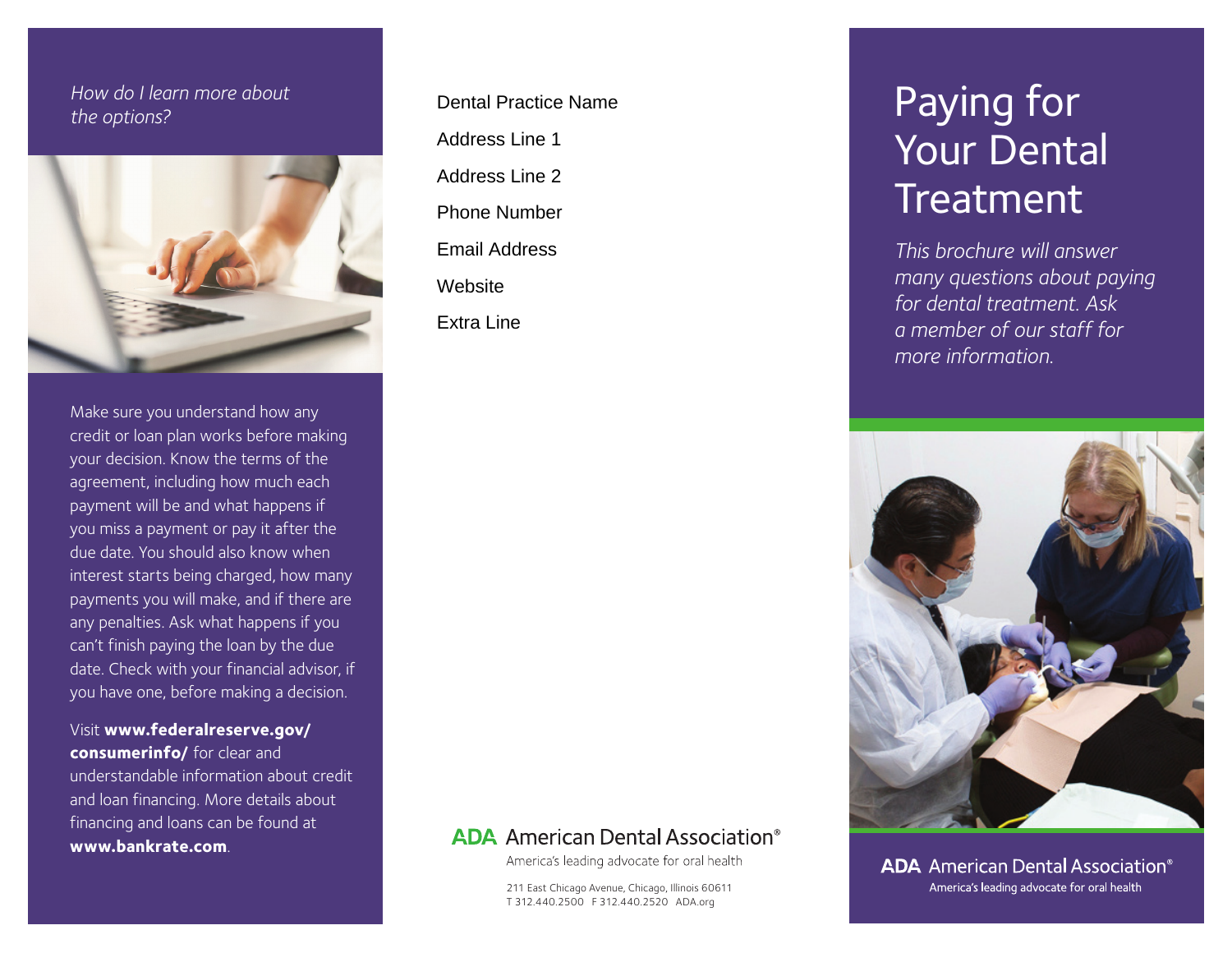*How do I learn more about the options?*

Make sure you understand how any credit or loan plan works before making your decision. Know the terms of the agreement, including how much each payment will be and what happens if you miss a payment or pay it after the due date. You should also know when interest starts being charged, how many payments you will make, and if there are any penalties. Ask what happens if you can't finish paying the loan by the due date. Check with your financial advisor, if you have one, before making a decision.

Visit **www.federalreserve.gov/consumerinfo/** for clear and understandable information about credit and loan financing. More details about financing and loans can be found at **www.bankrate.com**.

Dental Practice Name

Address Line 1

Address Line 2

Phone Number

Email Address

Website

Extra Line

**ADA** American Dental Association®

America's leading advocate for oral health

211 East Chicago Avenue, Chicago, Illinois 60611
T 312.440.2500 F 312.440.2520 ADA.org

# Paying for Your Dental Treatment

*This brochure will answer many questions about paying for dental treatment. Ask a member of our staff for more information.*

**ADA** American Dental Association®

America's leading advocate for oral health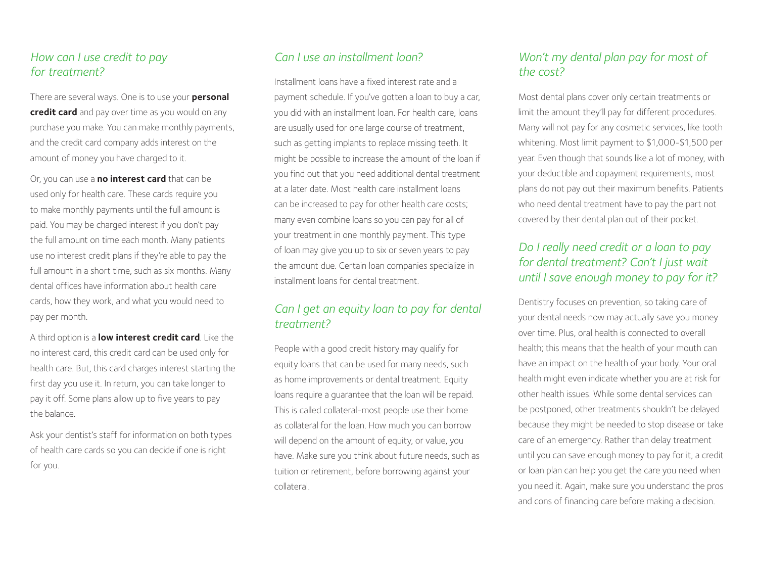## *How can I use credit to pay for treatment?*

There are several ways. One is to use your **personal credit card** and pay over time as you would on any purchase you make. You can make monthly payments, and the credit card company adds interest on the amount of money you have charged to it.

Or, you can use a **no interest card** that can be used only for health care. These cards require you to make monthly payments until the full amount is paid. You may be charged interest if you don't pay the full amount on time each month. Many patients use no interest credit plans if they're able to pay the full amount in a short time, such as six months. Many dental offices have information about health care cards, how they work, and what you would need to pay per month.

A third option is a **low interest credit card**. Like the no interest card, this credit card can be used only for health care. But, this card charges interest starting the first day you use it. In return, you can take longer to pay it off. Some plans allow up to five years to pay the balance.

Ask your dentist's staff for information on both types of health care cards so you can decide if one is right for you.

## *Can I use an installment loan?*

Installment loans have a fixed interest rate and a payment schedule. If you've gotten a loan to buy a car, you did with an installment loan. For health care, loans are usually used for one large course of treatment, such as getting implants to replace missing teeth. It might be possible to increase the amount of the loan if you find out that you need additional dental treatment at a later date. Most health care installment loans can be increased to pay for other health care costs; many even combine loans so you can pay for all of your treatment in one monthly payment. This type of loan may give you up to six or seven years to pay the amount due. Certain loan companies specialize in installment loans for dental treatment.

## *Can I get an equity loan to pay for dental treatment?*

People with a good credit history may qualify for equity loans that can be used for many needs, such as home improvements or dental treatment. Equity loans require a guarantee that the loan will be repaid. This is called collateral-most people use their home as collateral for the loan. How much you can borrow will depend on the amount of equity, or value, you have. Make sure you think about future needs, such as tuition or retirement, before borrowing against your collateral.

## *Won't my dental plan pay for most of the cost?*

Most dental plans cover only certain treatments or limit the amount they'll pay for different procedures. Many will not pay for any cosmetic services, like tooth whitening. Most limit payment to $1,000-$1,500 per year. Even though that sounds like a lot of money, with your deductible and copayment requirements, most plans do not pay out their maximum benefits. Patients who need dental treatment have to pay the part not covered by their dental plan out of their pocket.

## *Do I really need credit or a loan to pay for dental treatment? Can't I just wait until I save enough money to pay for it?*

Dentistry focuses on prevention, so taking care of your dental needs now may actually save you money over time. Plus, oral health is connected to overall health; this means that the health of your mouth can have an impact on the health of your body. Your oral health might even indicate whether you are at risk for other health issues. While some dental services can be postponed, other treatments shouldn't be delayed because they might be needed to stop disease or take care of an emergency. Rather than delay treatment until you can save enough money to pay for it, a credit or loan plan can help you get the care you need when you need it. Again, make sure you understand the pros and cons of financing care before making a decision.